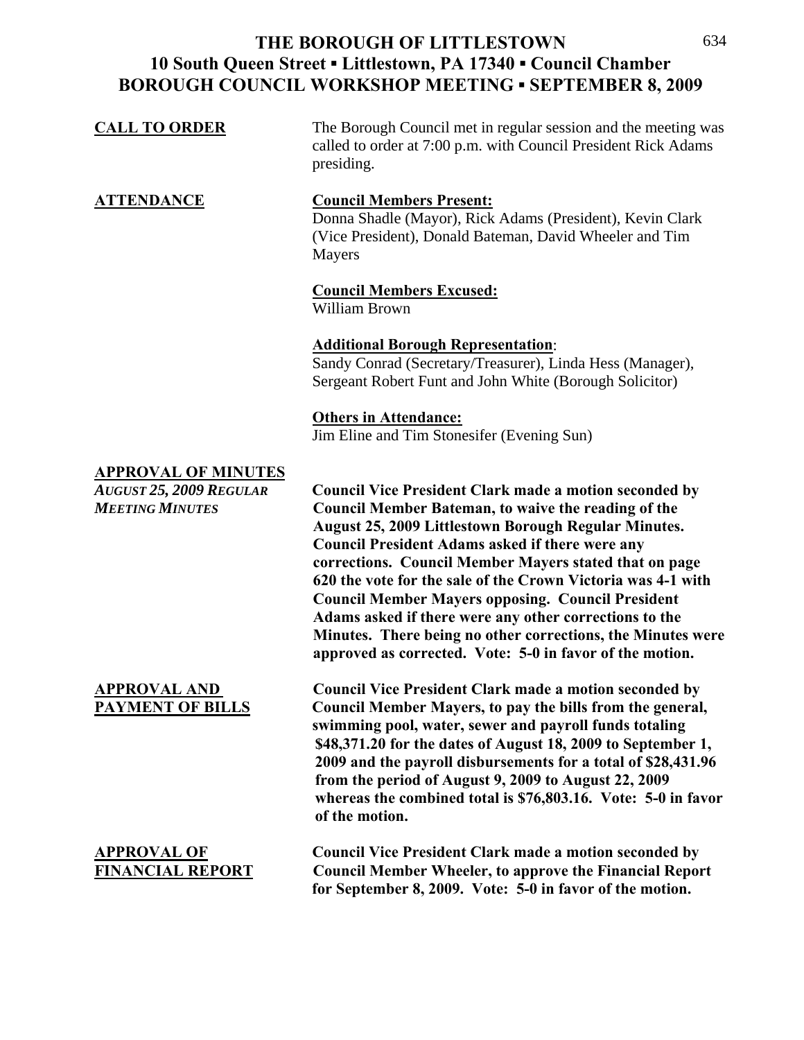# THE BOROUGH OF LITTLESTOWN
## 10 South Queen Street ▪ Littlestown, PA 17340 ▪ Council Chamber
## BOROUGH COUNCIL WORKSHOP MEETING ▪ SEPTEMBER 8, 2009

**CALL TO ORDER**

The Borough Council met in regular session and the meeting was called to order at 7:00 p.m. with Council President Rick Adams presiding.

**ATTENDANCE**

**Council Members Present:**
Donna Shadle (Mayor), Rick Adams (President), Kevin Clark (Vice President), Donald Bateman, David Wheeler and Tim Mayers

**Council Members Excused:**
William Brown

**Additional Borough Representation**:
Sandy Conrad (Secretary/Treasurer), Linda Hess (Manager), Sergeant Robert Funt and John White (Borough Solicitor)

**Others in Attendance:**
Jim Eline and Tim Stonesifer (Evening Sun)

**APPROVAL OF MINUTES**
*AUGUST 25, 2009 REGULAR MEETING MINUTES*

**Council Vice President Clark made a motion seconded by Council Member Bateman, to waive the reading of the August 25, 2009 Littlestown Borough Regular Minutes. Council President Adams asked if there were any corrections. Council Member Mayers stated that on page 620 the vote for the sale of the Crown Victoria was 4-1 with Council Member Mayers opposing. Council President Adams asked if there were any other corrections to the Minutes. There being no other corrections, the Minutes were approved as corrected. Vote: 5-0 in favor of the motion.**

**APPROVAL AND PAYMENT OF BILLS**

**Council Vice President Clark made a motion seconded by Council Member Mayers, to pay the bills from the general, swimming pool, water, sewer and payroll funds totaling $48,371.20 for the dates of August 18, 2009 to September 1, 2009 and the payroll disbursements for a total of $28,431.96 from the period of August 9, 2009 to August 22, 2009 whereas the combined total is $76,803.16. Vote: 5-0 in favor of the motion.**

**APPROVAL OF FINANCIAL REPORT**

**Council Vice President Clark made a motion seconded by Council Member Wheeler, to approve the Financial Report for September 8, 2009. Vote: 5-0 in favor of the motion.**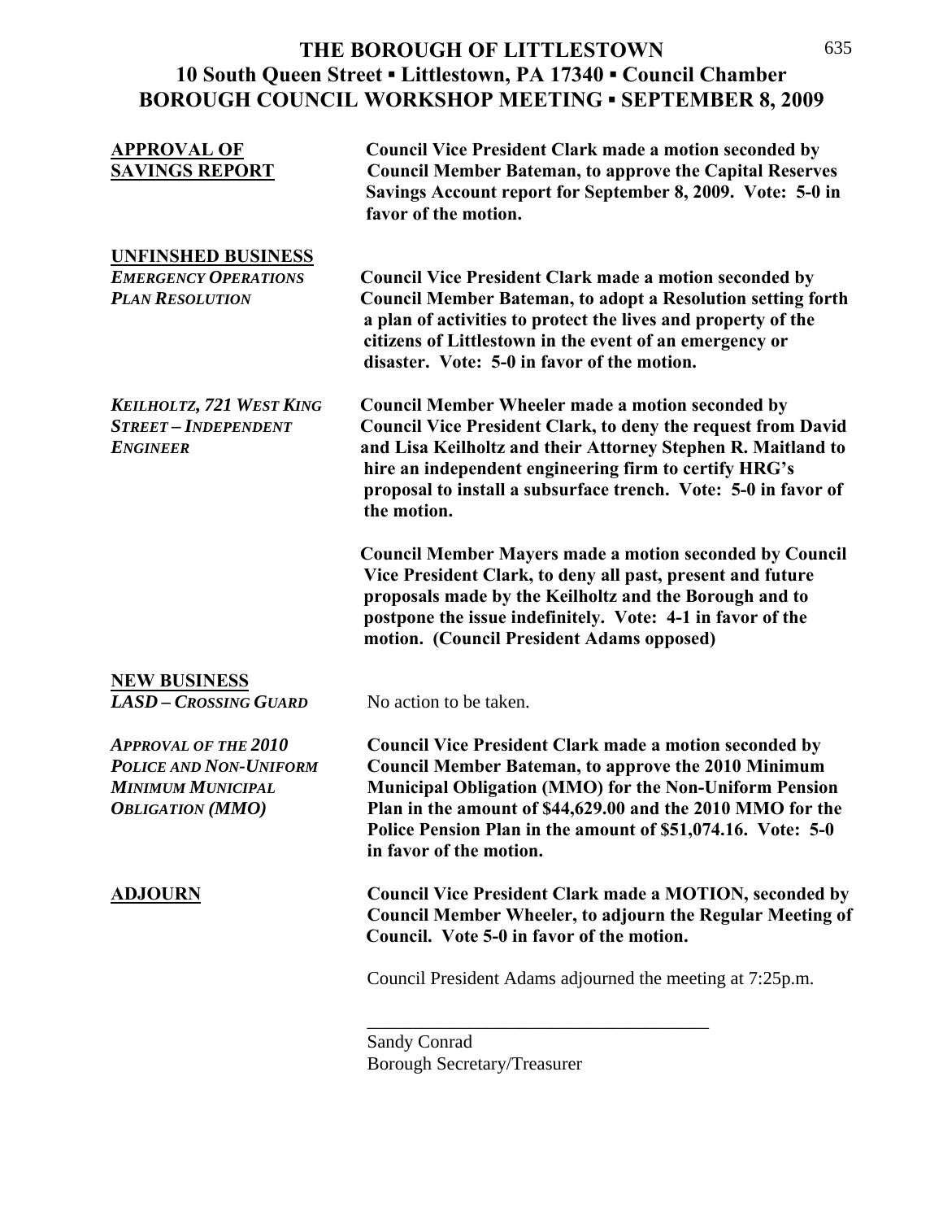# THE BOROUGH OF LITTLESTOWN
## 10 South Queen Street ▪ Littlestown, PA 17340 ▪ Council Chamber
## BOROUGH COUNCIL WORKSHOP MEETING ▪ SEPTEMBER 8, 2009

**APPROVAL OF SAVINGS REPORT**

**Council Vice President Clark made a motion seconded by Council Member Bateman, to approve the Capital Reserves Savings Account report for September 8, 2009. Vote: 5-0 in favor of the motion.**

**UNFINSHED BUSINESS**

***EMERGENCY OPERATIONS PLAN RESOLUTION***

**Council Vice President Clark made a motion seconded by Council Member Bateman, to adopt a Resolution setting forth a plan of activities to protect the lives and property of the citizens of Littlestown in the event of an emergency or disaster. Vote: 5-0 in favor of the motion.**

***KEILHOLTZ, 721 WEST KING STREET – INDEPENDENT ENGINEER***

**Council Member Wheeler made a motion seconded by Council Vice President Clark, to deny the request from David and Lisa Keilholtz and their Attorney Stephen R. Maitland to hire an independent engineering firm to certify HRG's proposal to install a subsurface trench. Vote: 5-0 in favor of the motion.**

**Council Member Mayers made a motion seconded by Council Vice President Clark, to deny all past, present and future proposals made by the Keilholtz and the Borough and to postpone the issue indefinitely. Vote: 4-1 in favor of the motion. (Council President Adams opposed)**

**NEW BUSINESS**

***LASD – CROSSING GUARD***

No action to be taken.

***APPROVAL OF THE 2010 POLICE AND NON-UNIFORM MINIMUM MUNICIPAL OBLIGATION (MMO)***

**Council Vice President Clark made a motion seconded by Council Member Bateman, to approve the 2010 Minimum Municipal Obligation (MMO) for the Non-Uniform Pension Plan in the amount of $44,629.00 and the 2010 MMO for the Police Pension Plan in the amount of $51,074.16. Vote: 5-0 in favor of the motion.**

**ADJOURN**

**Council Vice President Clark made a MOTION, seconded by Council Member Wheeler, to adjourn the Regular Meeting of Council. Vote 5-0 in favor of the motion.**

Council President Adams adjourned the meeting at 7:25p.m.

\_\_\_\_\_\_\_\_\_\_\_\_\_\_\_\_\_\_\_\_\_\_\_\_\_\_\_\_\_\_\_\_\_\_\_\_\_\_

Sandy Conrad
Borough Secretary/Treasurer